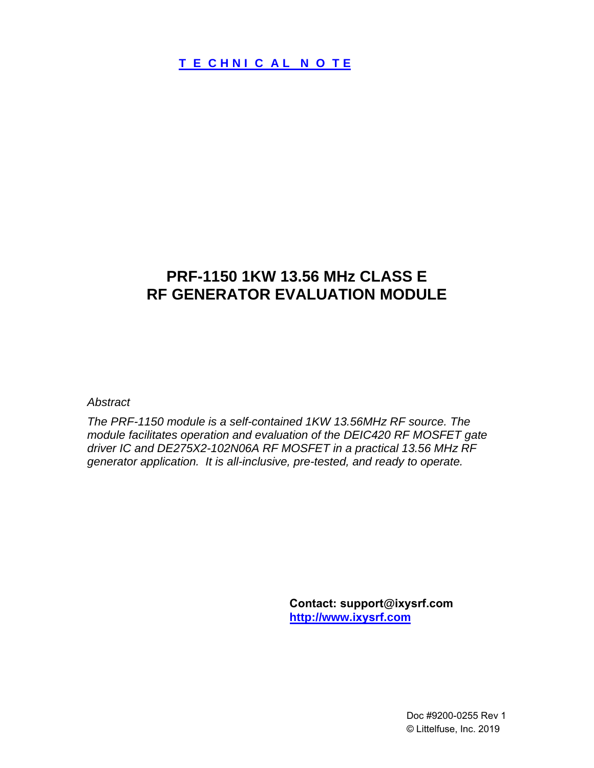**TECHNICAL NOTE**

# PRF-1150 1KW 13.56 MHz CLASS E RF GENERATOR EVALUATION MODULE

*Abstract*

*The PRF-1150 module is a self-contained 1KW 13.56MHz RF source. The module facilitates operation and evaluation of the DEIC420 RF MOSFET gate driver IC and DE275X2-102N06A RF MOSFET in a practical 13.56 MHz RF generator application. It is all-inclusive, pre-tested, and ready to operate.*

**Contact: support@ixysrf.com**
**http://www.ixysrf.com**

Doc #9200-0255 Rev 1
© Littelfuse, Inc. 2019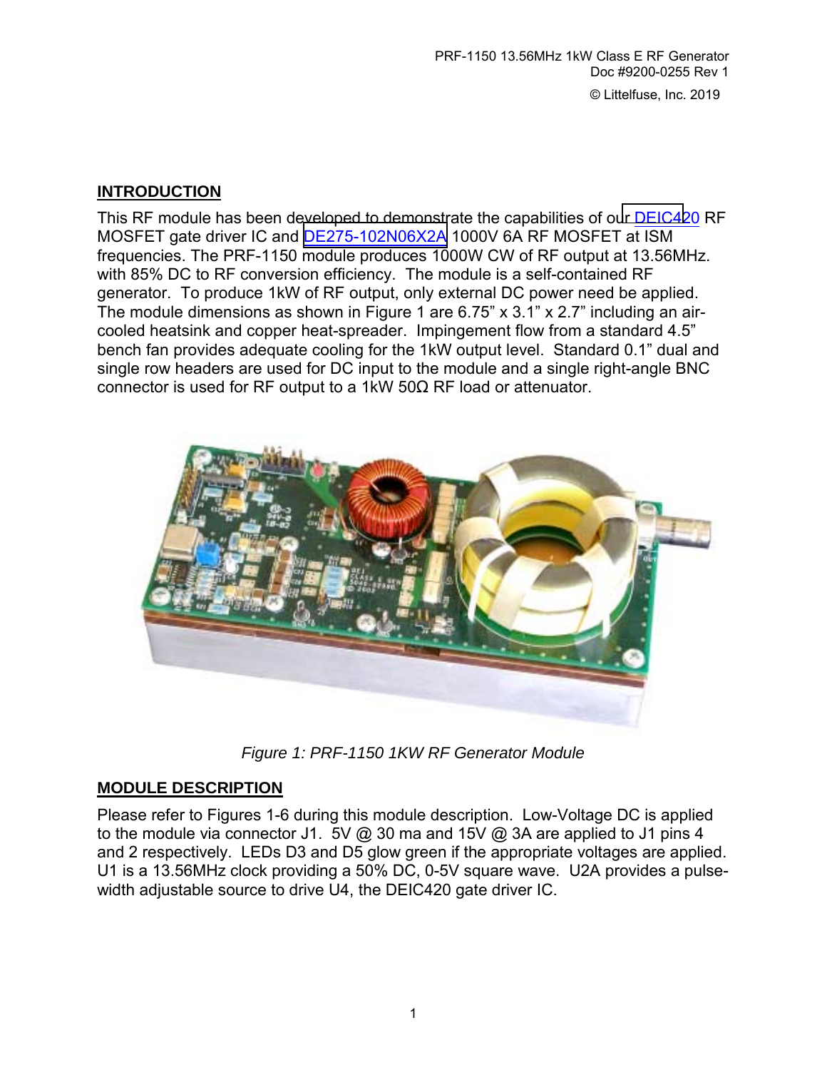## INTRODUCTION

This RF module has been developed to demonstrate the capabilities of our DEIC420 RF MOSFET gate driver IC and DE275-102N06X2A 1000V 6A RF MOSFET at ISM frequencies. The PRF-1150 module produces 1000W CW of RF output at 13.56MHz. with 85% DC to RF conversion efficiency. The module is a self-contained RF generator. To produce 1kW of RF output, only external DC power need be applied. The module dimensions as shown in Figure 1 are 6.75" x 3.1" x 2.7" including an air-cooled heatsink and copper heat-spreader. Impingement flow from a standard 4.5" bench fan provides adequate cooling for the 1kW output level. Standard 0.1" dual and single row headers are used for DC input to the module and a single right-angle BNC connector is used for RF output to a 1kW 50Ω RF load or attenuator.

*Figure 1: PRF-1150 1KW RF Generator Module*

## MODULE DESCRIPTION

Please refer to Figures 1-6 during this module description. Low-Voltage DC is applied to the module via connector J1. 5V @ 30 ma and 15V @ 3A are applied to J1 pins 4 and 2 respectively. LEDs D3 and D5 glow green if the appropriate voltages are applied. U1 is a 13.56MHz clock providing a 50% DC, 0-5V square wave. U2A provides a pulse-width adjustable source to drive U4, the DEIC420 gate driver IC.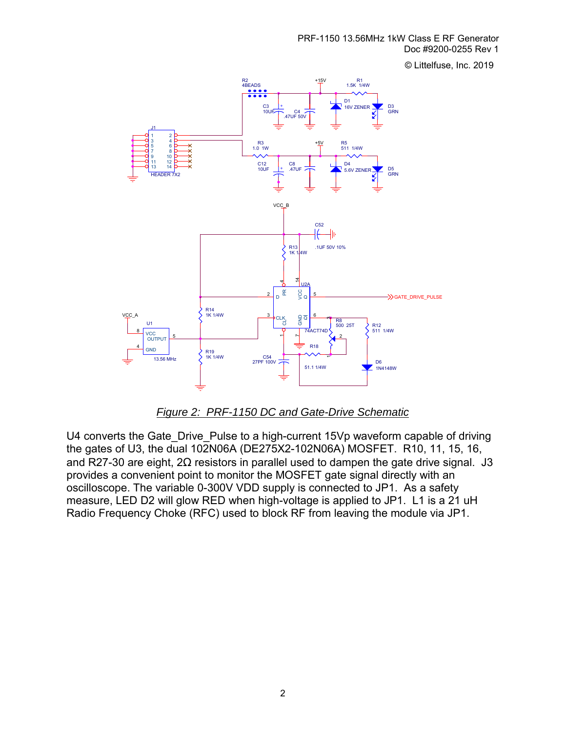*Figure 2: PRF-1150 DC and Gate-Drive Schematic*

U4 converts the Gate_Drive_Pulse to a high-current 15Vp waveform capable of driving the gates of U3, the dual 102N06A (DE275X2-102N06A) MOSFET. R10, 11, 15, 16, and R27-30 are eight, 2Ω resistors in parallel used to dampen the gate drive signal. J3 provides a convenient point to monitor the MOSFET gate signal directly with an oscilloscope. The variable 0-300V VDD supply is connected to JP1. As a safety measure, LED D2 will glow RED when high-voltage is applied to JP1. L1 is a 21 uH Radio Frequency Choke (RFC) used to block RF from leaving the module via JP1.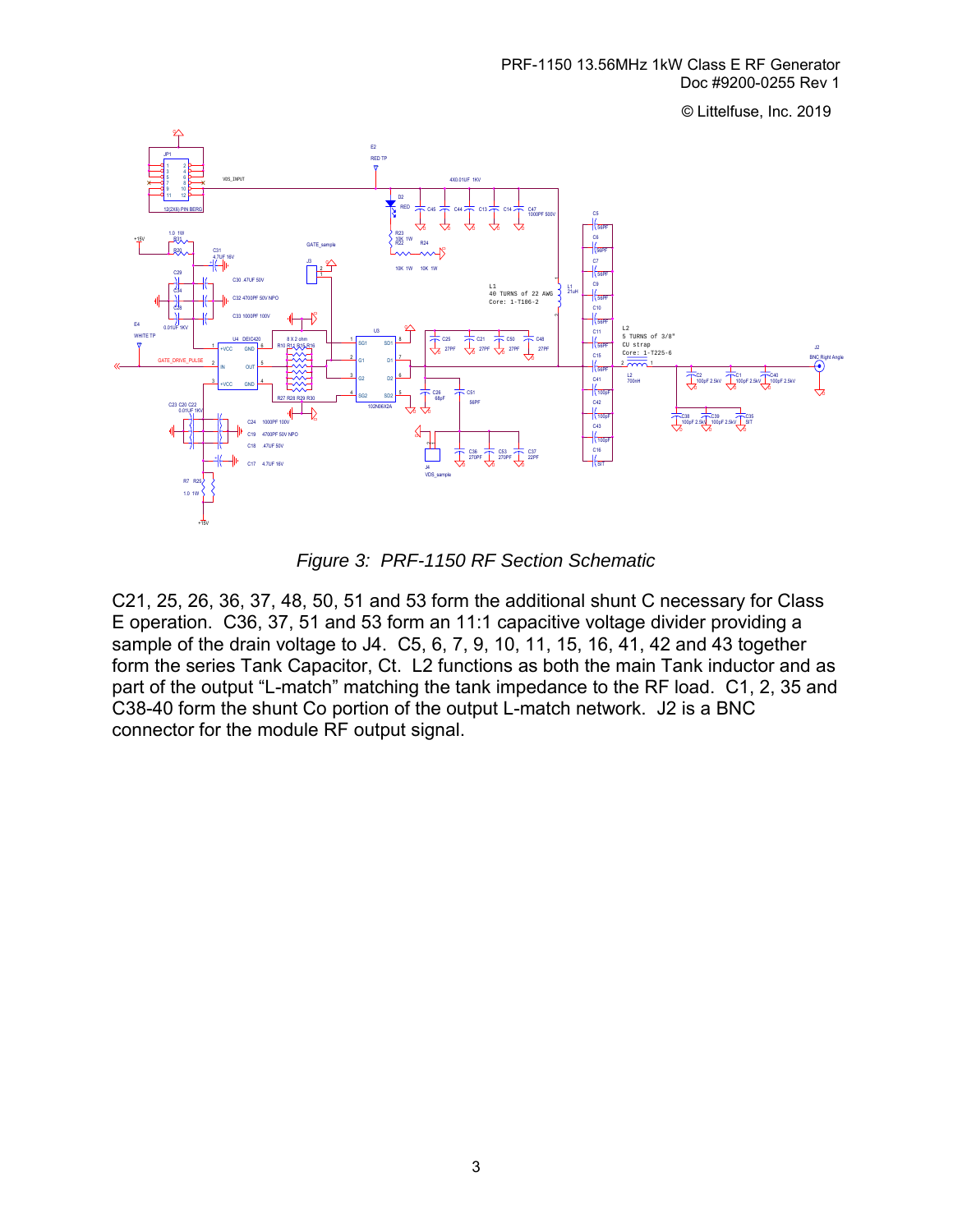*Figure 3: PRF-1150 RF Section Schematic*

C21, 25, 26, 36, 37, 48, 50, 51 and 53 form the additional shunt C necessary for Class E operation. C36, 37, 51 and 53 form an 11:1 capacitive voltage divider providing a sample of the drain voltage to J4. C5, 6, 7, 9, 10, 11, 15, 16, 41, 42 and 43 together form the series Tank Capacitor, Ct. L2 functions as both the main Tank inductor and as part of the output "L-match" matching the tank impedance to the RF load. C1, 2, 35 and C38-40 form the shunt Co portion of the output L-match network. J2 is a BNC connector for the module RF output signal.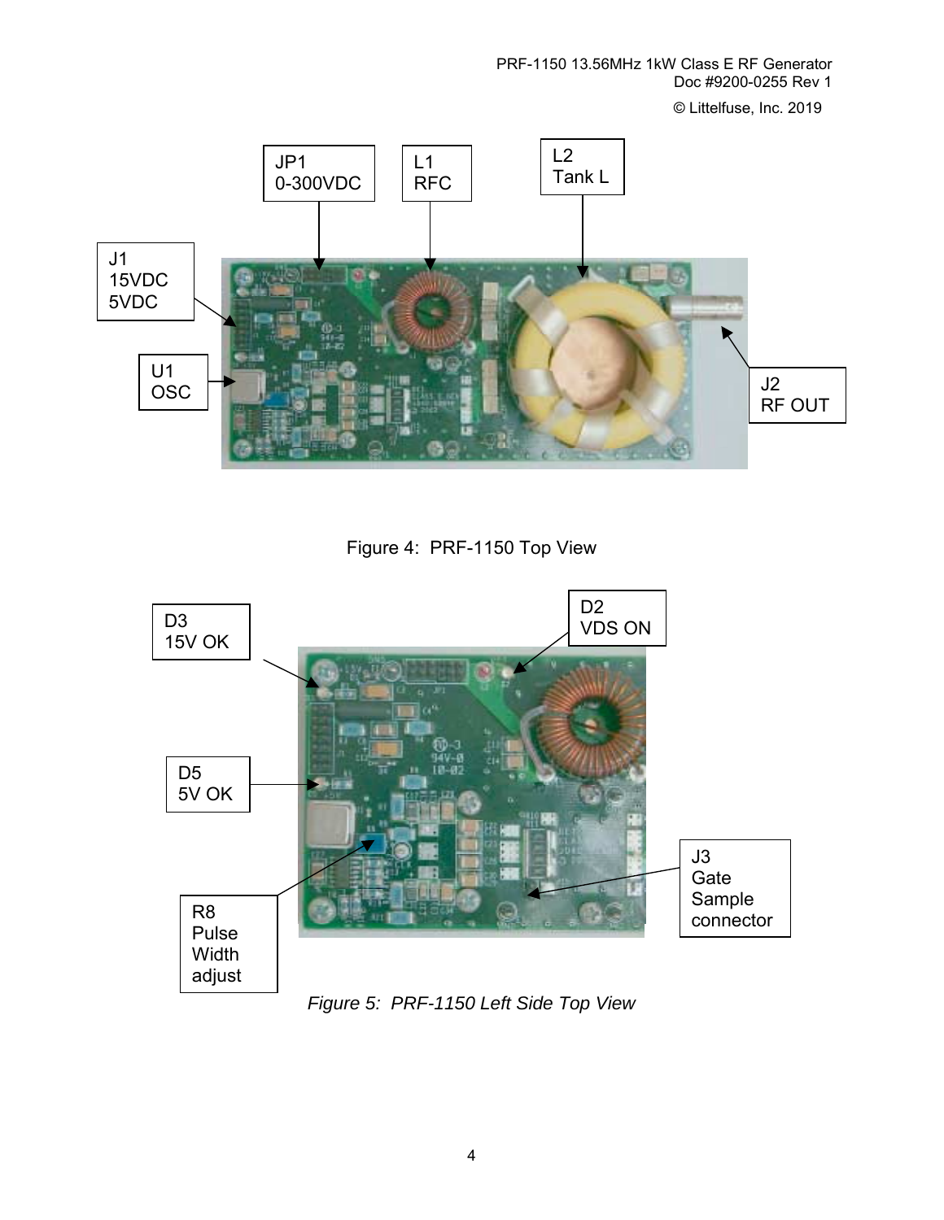JP1
0-300VDC

L1
RFC

L2
Tank L

J1
15VDC
5VDC

U1
OSC

J2
RF OUT

Figure 4: PRF-1150 Top View

D3
15V OK

D2
VDS ON

D5
5V OK

J3
Gate
Sample
connector

R8
Pulse
Width
adjust

*Figure 5: PRF-1150 Left Side Top View*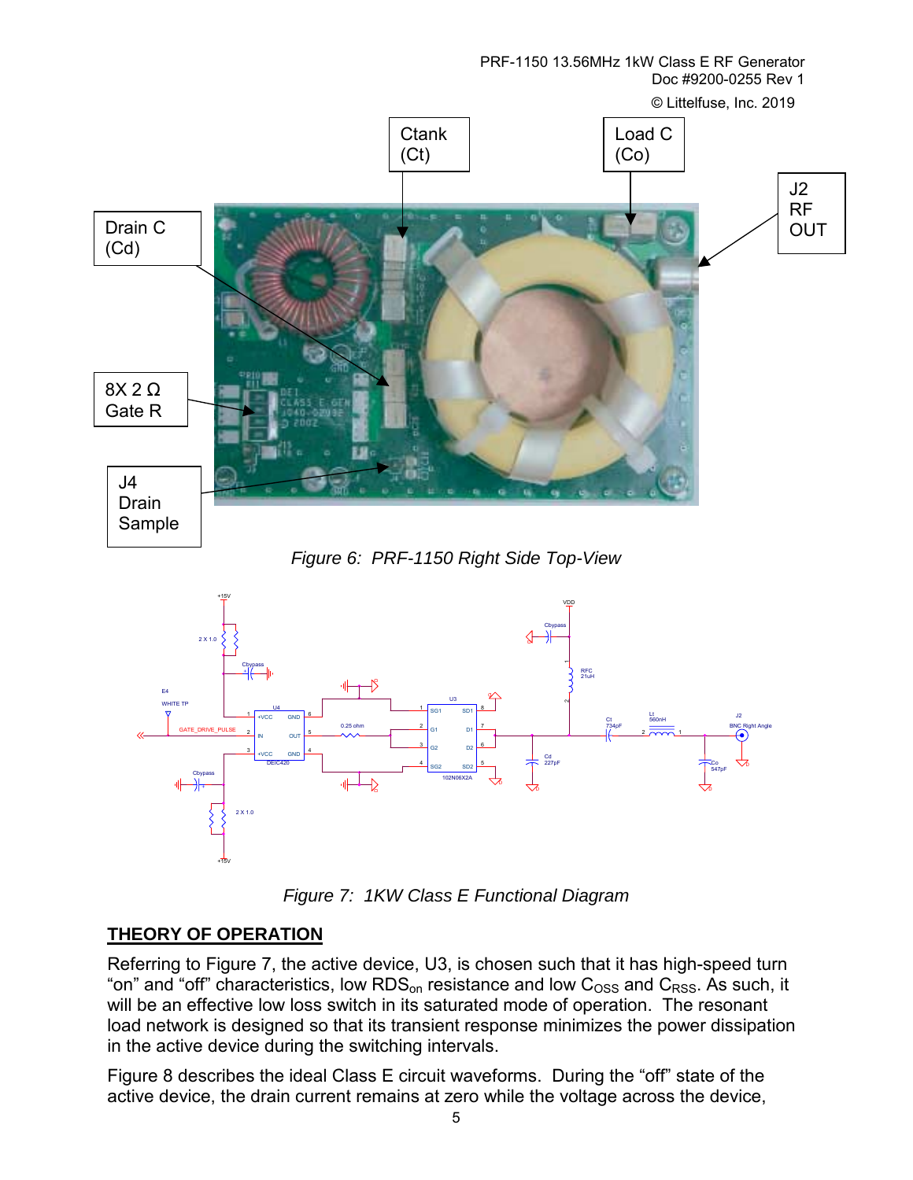Figure 6: PRF-1150 Right Side Top-View

Figure 7: 1KW Class E Functional Diagram

## THEORY OF OPERATION

Referring to Figure 7, the active device, U3, is chosen such that it has high-speed turn "on" and "off" characteristics, low $RDS_{on}$ resistance and low $C_{OSS}$ and $C_{RSS}$. As such, it will be an effective low loss switch in its saturated mode of operation. The resonant load network is designed so that its transient response minimizes the power dissipation in the active device during the switching intervals.

Figure 8 describes the ideal Class E circuit waveforms. During the "off" state of the active device, the drain current remains at zero while the voltage across the device,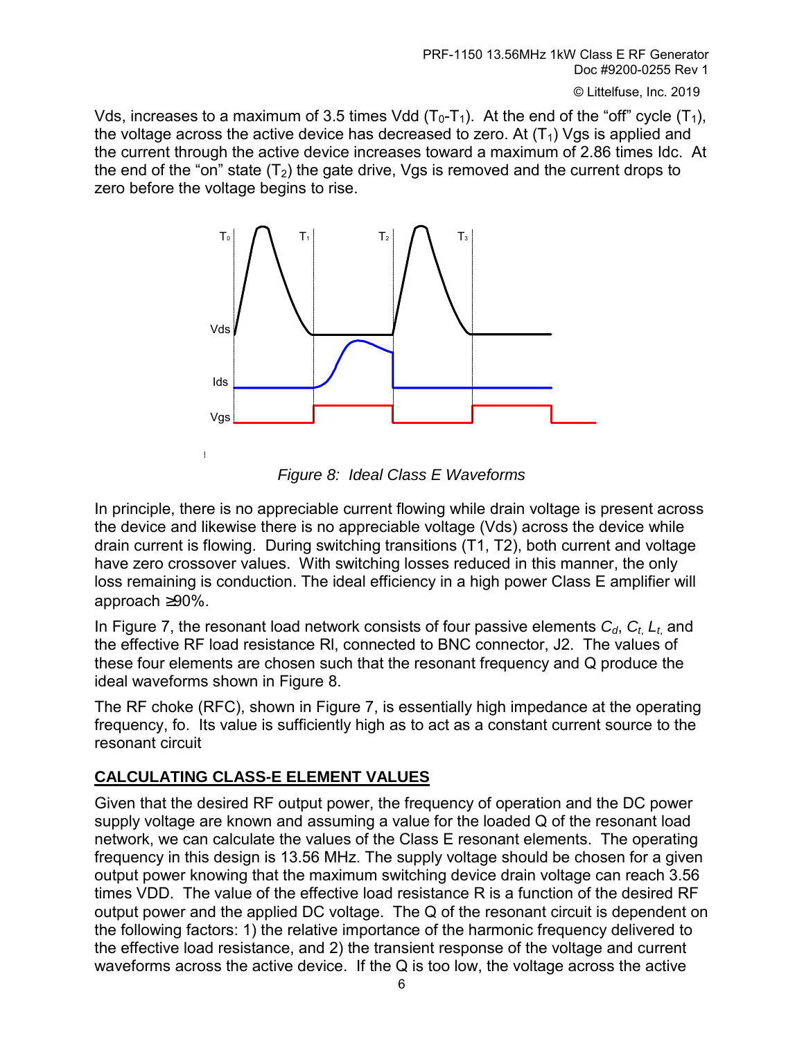Vds, increases to a maximum of 3.5 times Vdd ($T_0$-$T_1$). At the end of the "off" cycle ($T_1$), the voltage across the active device has decreased to zero. At ($T_1$) Vgs is applied and the current through the active device increases toward a maximum of 2.86 times Idc. At the end of the "on" state ($T_2$) the gate drive, Vgs is removed and the current drops to zero before the voltage begins to rise.

*Figure 8: Ideal Class E Waveforms*

In principle, there is no appreciable current flowing while drain voltage is present across the device and likewise there is no appreciable voltage (Vds) across the device while drain current is flowing. During switching transitions (T1, T2), both current and voltage have zero crossover values. With switching losses reduced in this manner, the only loss remaining is conduction. The ideal efficiency in a high power Class E amplifier will approach ≥90%.

In Figure 7, the resonant load network consists of four passive elements $C_d$, $C_t$, $L_t$, and the effective RF load resistance Rl, connected to BNC connector, J2. The values of these four elements are chosen such that the resonant frequency and Q produce the ideal waveforms shown in Figure 8.

The RF choke (RFC), shown in Figure 7, is essentially high impedance at the operating frequency, fo. Its value is sufficiently high as to act as a constant current source to the resonant circuit

## CALCULATING CLASS-E ELEMENT VALUES

Given that the desired RF output power, the frequency of operation and the DC power supply voltage are known and assuming a value for the loaded Q of the resonant load network, we can calculate the values of the Class E resonant elements. The operating frequency in this design is 13.56 MHz. The supply voltage should be chosen for a given output power knowing that the maximum switching device drain voltage can reach 3.56 times VDD. The value of the effective load resistance R is a function of the desired RF output power and the applied DC voltage. The Q of the resonant circuit is dependent on the following factors: 1) the relative importance of the harmonic frequency delivered to the effective load resistance, and 2) the transient response of the voltage and current waveforms across the active device. If the Q is too low, the voltage across the active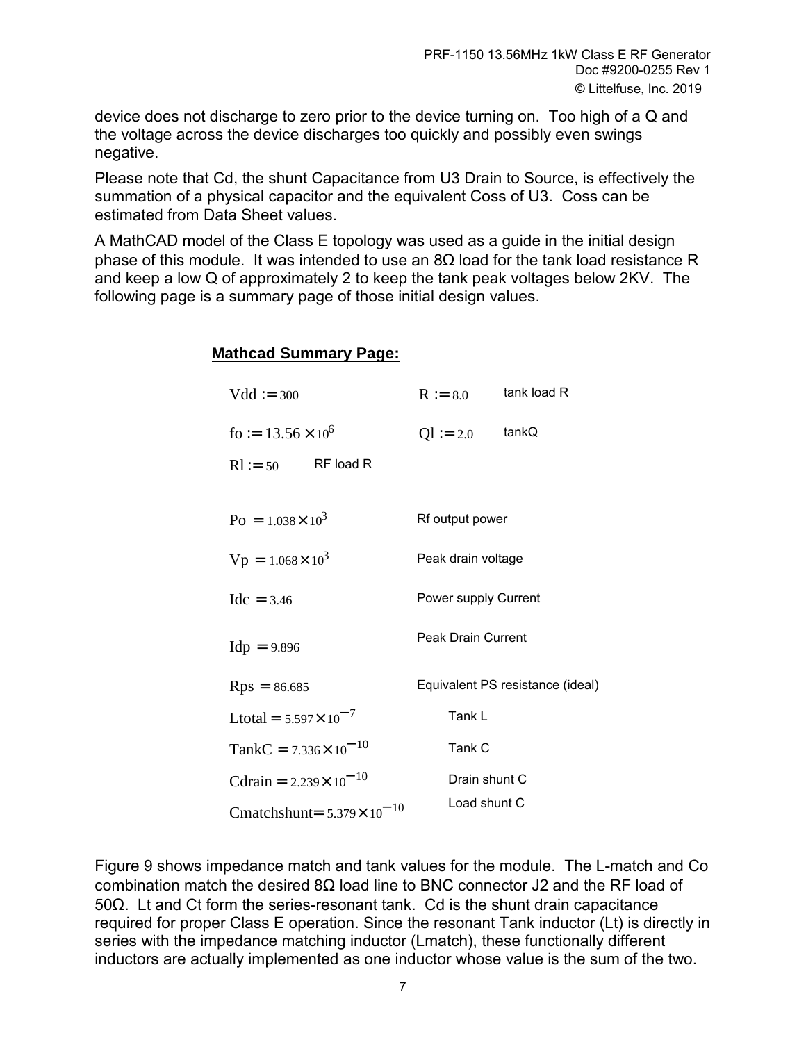device does not discharge to zero prior to the device turning on. Too high of a Q and the voltage across the device discharges too quickly and possibly even swings negative.

Please note that Cd, the shunt Capacitance from U3 Drain to Source, is effectively the summation of a physical capacitor and the equivalent Coss of U3. Coss can be estimated from Data Sheet values.

A MathCAD model of the Class E topology was used as a guide in the initial design phase of this module. It was intended to use an 8Ω load for the tank load resistance R and keep a low Q of approximately 2 to keep the tank peak voltages below 2KV. The following page is a summary page of those initial design values.

**Mathcad Summary Page:**

$Vdd := 300$ | $R := 8.0$ tank load R

$fo := 13.56 \times 10^6$ | $Ql := 2.0$ tankQ

$Rl := 50$ RF load R

| | |
|---|---|
| $Po = 1.038 \times 10^3$ | Rf output power |
| $Vp = 1.068 \times 10^3$ | Peak drain voltage |
| $Idc = 3.46$ | Power supply Current |
| $Idp = 9.896$ | Peak Drain Current |
| $Rps = 86.685$ | Equivalent PS resistance (ideal) |
| $Ltotal = 5.597 \times 10^{-7}$ | Tank L |
| $TankC = 7.336 \times 10^{-10}$ | Tank C |
| $Cdrain = 2.239 \times 10^{-10}$ | Drain shunt C |
| $Cmatchshunt = 5.379 \times 10^{-10}$ | Load shunt C |

Figure 9 shows impedance match and tank values for the module. The L-match and Co combination match the desired 8Ω load line to BNC connector J2 and the RF load of 50Ω. Lt and Ct form the series-resonant tank. Cd is the shunt drain capacitance required for proper Class E operation. Since the resonant Tank inductor (Lt) is directly in series with the impedance matching inductor (Lmatch), these functionally different inductors are actually implemented as one inductor whose value is the sum of the two.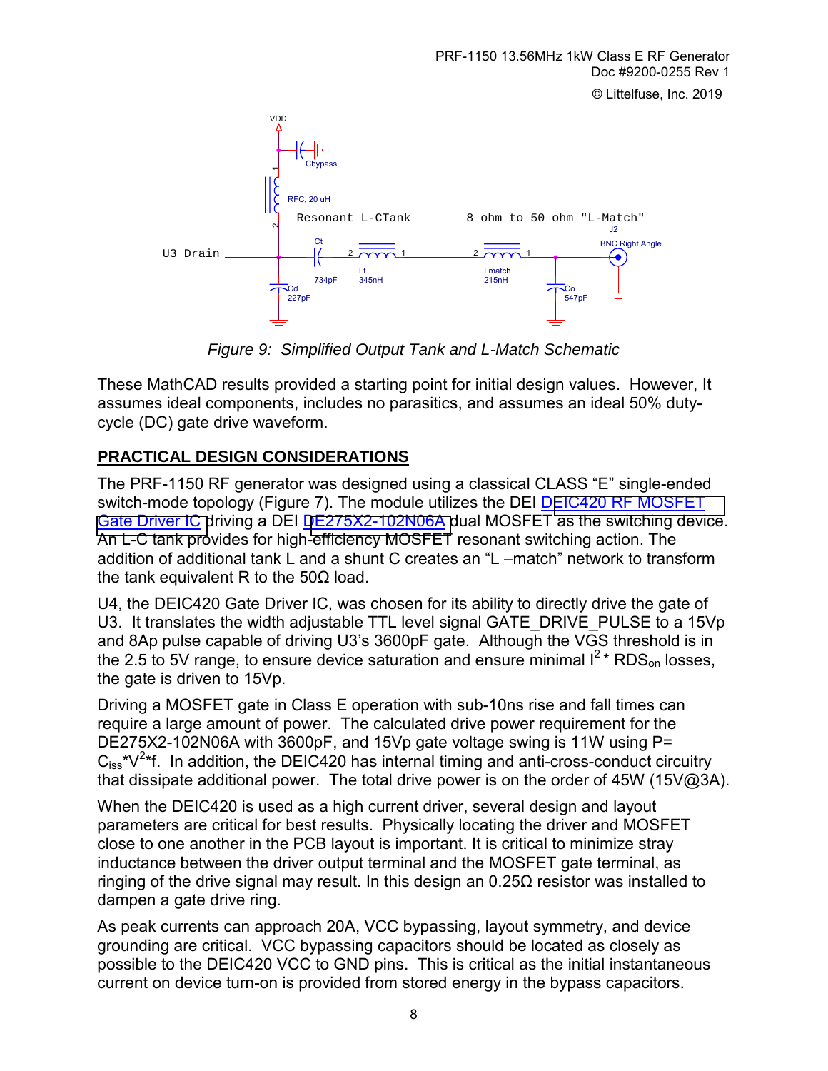VDD

Cbypass

RFC, 20 uH

Resonant L-CTank

8 ohm to 50 ohm "L-Match"

U3 Drain

Ct 734pF

Lt 345nH

Lmatch 215nH

J2 BNC Right Angle

Cd 227pF

Co 547pF

*Figure 9: Simplified Output Tank and L-Match Schematic*

These MathCAD results provided a starting point for initial design values. However, It assumes ideal components, includes no parasitics, and assumes an ideal 50% duty-cycle (DC) gate drive waveform.

## PRACTICAL DESIGN CONSIDERATIONS

The PRF-1150 RF generator was designed using a classical CLASS "E" single-ended switch-mode topology (Figure 7). The module utilizes the DEI DEIC420 RF MOSFET Gate Driver IC driving a DEI DE275X2-102N06A dual MOSFET as the switching device. An L-C tank provides for high-efficiency MOSFET resonant switching action. The addition of additional tank L and a shunt C creates an "L –match" network to transform the tank equivalent R to the 50Ω load.

U4, the DEIC420 Gate Driver IC, was chosen for its ability to directly drive the gate of U3. It translates the width adjustable TTL level signal GATE_DRIVE_PULSE to a 15Vp and 8Ap pulse capable of driving U3's 3600pF gate. Although the VGS threshold is in the 2.5 to 5V range, to ensure device saturation and ensure minimal $I^2 * RDS_{on}$ losses, the gate is driven to 15Vp.

Driving a MOSFET gate in Class E operation with sub-10ns rise and fall times can require a large amount of power. The calculated drive power requirement for the DE275X2-102N06A with 3600pF, and 15Vp gate voltage swing is 11W using P= $C_{iss}*V^2*f$. In addition, the DEIC420 has internal timing and anti-cross-conduct circuitry that dissipate additional power. The total drive power is on the order of 45W (15V@3A).

When the DEIC420 is used as a high current driver, several design and layout parameters are critical for best results. Physically locating the driver and MOSFET close to one another in the PCB layout is important. It is critical to minimize stray inductance between the driver output terminal and the MOSFET gate terminal, as ringing of the drive signal may result. In this design an 0.25Ω resistor was installed to dampen a gate drive ring.

As peak currents can approach 20A, VCC bypassing, layout symmetry, and device grounding are critical. VCC bypassing capacitors should be located as closely as possible to the DEIC420 VCC to GND pins. This is critical as the initial instantaneous current on device turn-on is provided from stored energy in the bypass capacitors.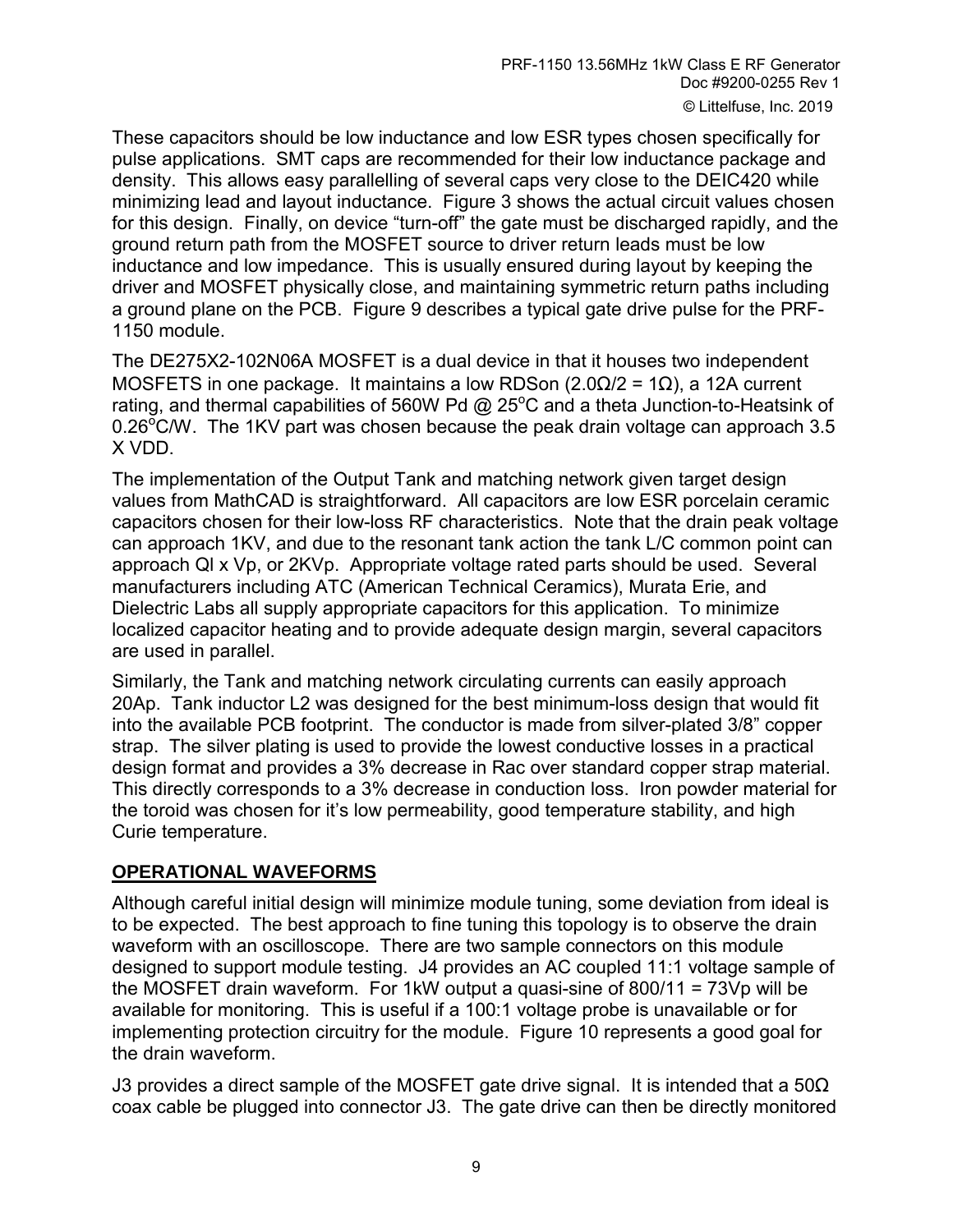These capacitors should be low inductance and low ESR types chosen specifically for pulse applications. SMT caps are recommended for their low inductance package and density. This allows easy parallelling of several caps very close to the DEIC420 while minimizing lead and layout inductance. Figure 3 shows the actual circuit values chosen for this design. Finally, on device "turn-off" the gate must be discharged rapidly, and the ground return path from the MOSFET source to driver return leads must be low inductance and low impedance. This is usually ensured during layout by keeping the driver and MOSFET physically close, and maintaining symmetric return paths including a ground plane on the PCB. Figure 9 describes a typical gate drive pulse for the PRF-1150 module.

The DE275X2-102N06A MOSFET is a dual device in that it houses two independent MOSFETS in one package. It maintains a low RDSon ($2.0\Omega/2 = 1\Omega$), a 12A current rating, and thermal capabilities of 560W Pd @ $25^{o}$C and a theta Junction-to-Heatsink of $0.26^{o}$C/W. The 1KV part was chosen because the peak drain voltage can approach 3.5 X VDD.

The implementation of the Output Tank and matching network given target design values from MathCAD is straightforward. All capacitors are low ESR porcelain ceramic capacitors chosen for their low-loss RF characteristics. Note that the drain peak voltage can approach 1KV, and due to the resonant tank action the tank L/C common point can approach Ql x Vp, or 2KVp. Appropriate voltage rated parts should be used. Several manufacturers including ATC (American Technical Ceramics), Murata Erie, and Dielectric Labs all supply appropriate capacitors for this application. To minimize localized capacitor heating and to provide adequate design margin, several capacitors are used in parallel.

Similarly, the Tank and matching network circulating currents can easily approach 20Ap. Tank inductor L2 was designed for the best minimum-loss design that would fit into the available PCB footprint. The conductor is made from silver-plated 3/8" copper strap. The silver plating is used to provide the lowest conductive losses in a practical design format and provides a 3% decrease in Rac over standard copper strap material. This directly corresponds to a 3% decrease in conduction loss. Iron powder material for the toroid was chosen for it's low permeability, good temperature stability, and high Curie temperature.

## OPERATIONAL WAVEFORMS

Although careful initial design will minimize module tuning, some deviation from ideal is to be expected. The best approach to fine tuning this topology is to observe the drain waveform with an oscilloscope. There are two sample connectors on this module designed to support module testing. J4 provides an AC coupled 11:1 voltage sample of the MOSFET drain waveform. For 1kW output a quasi-sine of 800/11 = 73Vp will be available for monitoring. This is useful if a 100:1 voltage probe is unavailable or for implementing protection circuitry for the module. Figure 10 represents a good goal for the drain waveform.

J3 provides a direct sample of the MOSFET gate drive signal. It is intended that a $50\Omega$ coax cable be plugged into connector J3. The gate drive can then be directly monitored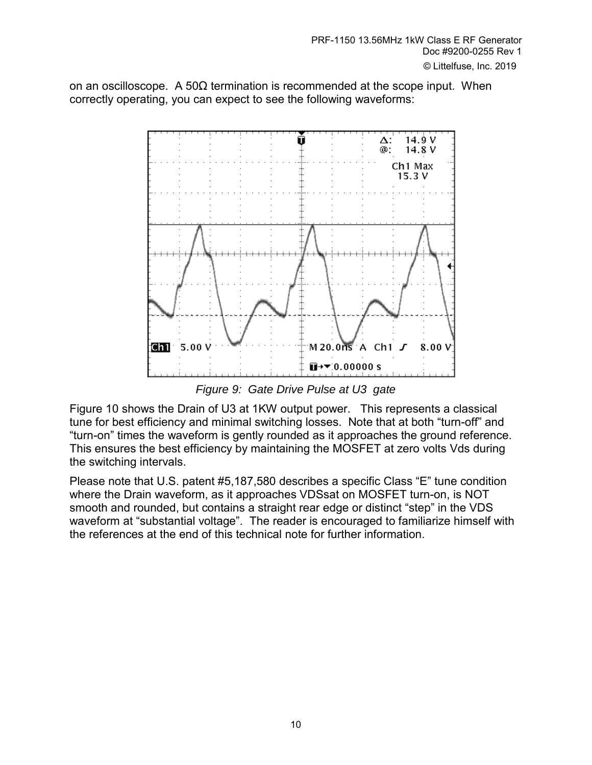on an oscilloscope. A 50Ω termination is recommended at the scope input. When correctly operating, you can expect to see the following waveforms:

*Figure 9: Gate Drive Pulse at U3 gate*

Figure 10 shows the Drain of U3 at 1KW output power. This represents a classical tune for best efficiency and minimal switching losses. Note that at both "turn-off" and "turn-on" times the waveform is gently rounded as it approaches the ground reference. This ensures the best efficiency by maintaining the MOSFET at zero volts Vds during the switching intervals.

Please note that U.S. patent #5,187,580 describes a specific Class "E" tune condition where the Drain waveform, as it approaches VDSsat on MOSFET turn-on, is NOT smooth and rounded, but contains a straight rear edge or distinct "step" in the VDS waveform at "substantial voltage". The reader is encouraged to familiarize himself with the references at the end of this technical note for further information.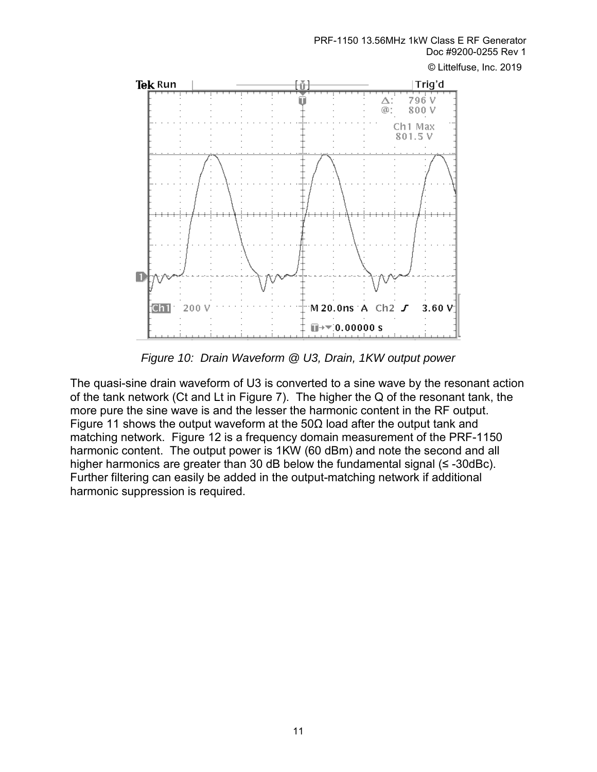*Figure 10: Drain Waveform @ U3, Drain, 1KW output power*

The quasi-sine drain waveform of U3 is converted to a sine wave by the resonant action of the tank network (Ct and Lt in Figure 7). The higher the Q of the resonant tank, the more pure the sine wave is and the lesser the harmonic content in the RF output. Figure 11 shows the output waveform at the 50Ω load after the output tank and matching network. Figure 12 is a frequency domain measurement of the PRF-1150 harmonic content. The output power is 1KW (60 dBm) and note the second and all higher harmonics are greater than 30 dB below the fundamental signal (≤ -30dBc). Further filtering can easily be added in the output-matching network if additional harmonic suppression is required.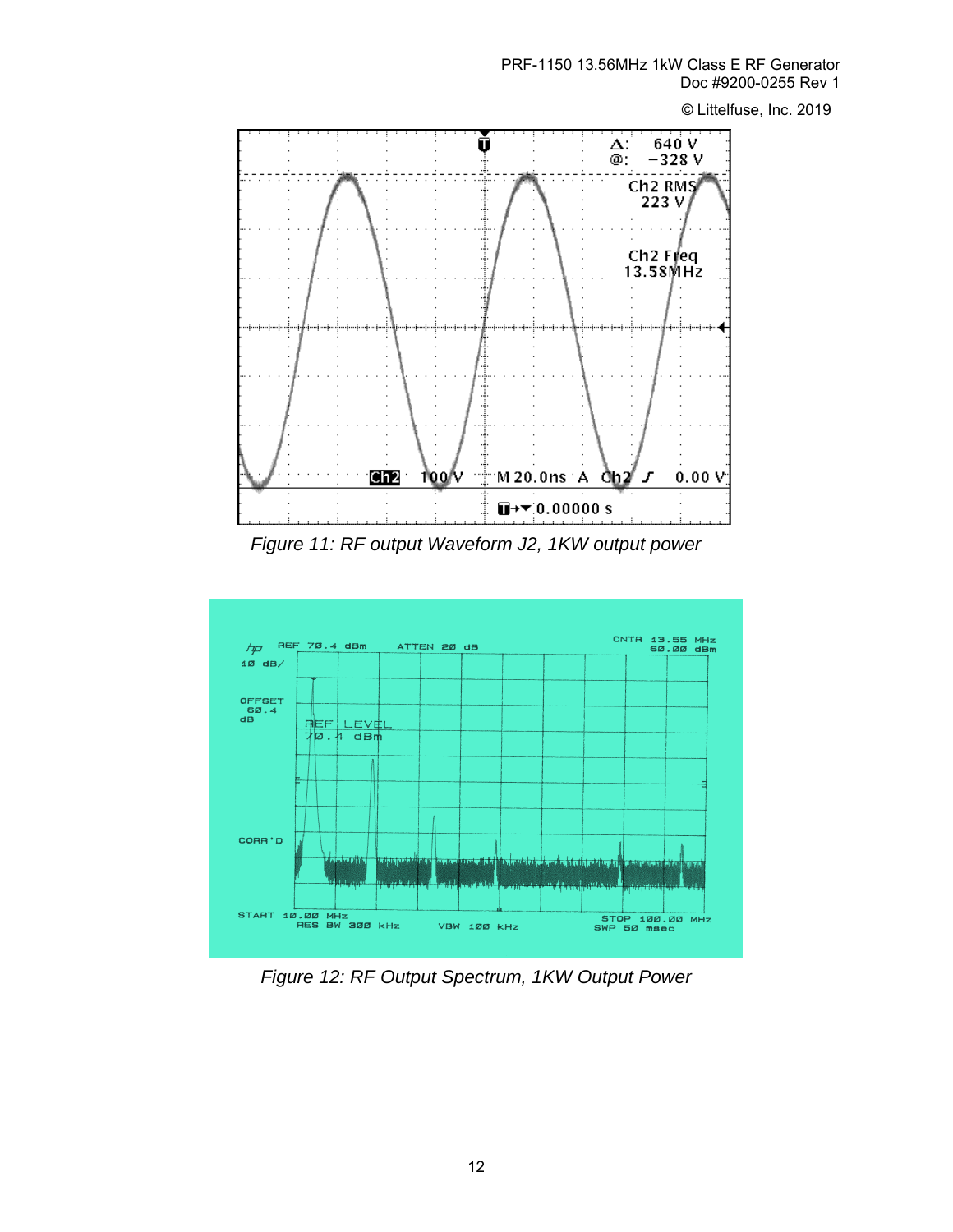*Figure 11: RF output Waveform J2, 1KW output power*

*Figure 12: RF Output Spectrum, 1KW Output Power*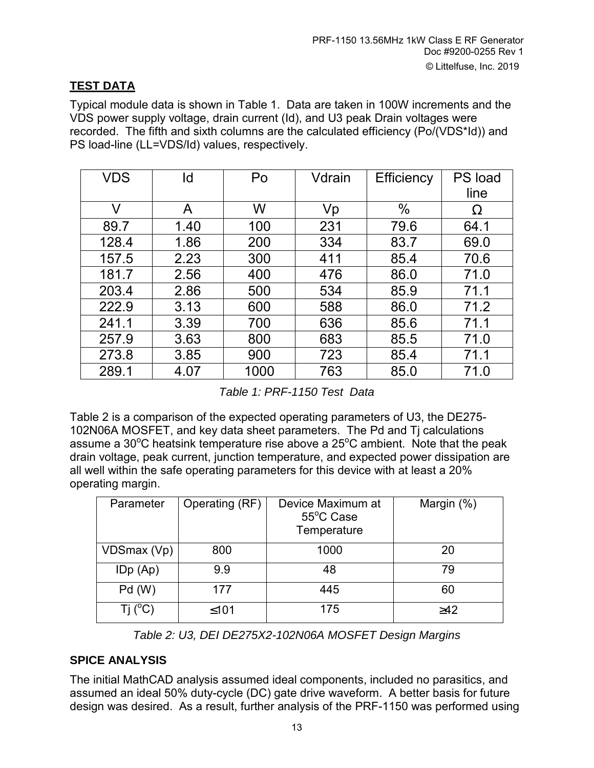## TEST DATA

Typical module data is shown in Table 1. Data are taken in 100W increments and the VDS power supply voltage, drain current (Id), and U3 peak Drain voltages were recorded. The fifth and sixth columns are the calculated efficiency (Po/(VDS*Id)) and PS load-line (LL=VDS/Id) values, respectively.

| VDS | Id | Po | Vdrain | Efficiency | PS load line |
|---|---|---|---|---|---|
| V | A | W | Vp | % | Ω |
| 89.7 | 1.40 | 100 | 231 | 79.6 | 64.1 |
| 128.4 | 1.86 | 200 | 334 | 83.7 | 69.0 |
| 157.5 | 2.23 | 300 | 411 | 85.4 | 70.6 |
| 181.7 | 2.56 | 400 | 476 | 86.0 | 71.0 |
| 203.4 | 2.86 | 500 | 534 | 85.9 | 71.1 |
| 222.9 | 3.13 | 600 | 588 | 86.0 | 71.2 |
| 241.1 | 3.39 | 700 | 636 | 85.6 | 71.1 |
| 257.9 | 3.63 | 800 | 683 | 85.5 | 71.0 |
| 273.8 | 3.85 | 900 | 723 | 85.4 | 71.1 |
| 289.1 | 4.07 | 1000 | 763 | 85.0 | 71.0 |

*Table 1: PRF-1150 Test Data*

Table 2 is a comparison of the expected operating parameters of U3, the DE275-102N06A MOSFET, and key data sheet parameters. The Pd and Tj calculations assume a 30°C heatsink temperature rise above a 25°C ambient. Note that the peak drain voltage, peak current, junction temperature, and expected power dissipation are all well within the safe operating parameters for this device with at least a 20% operating margin.

| Parameter | Operating (RF) | Device Maximum at 55°C Case Temperature | Margin (%) |
|---|---|---|---|
| VDSmax (Vp) | 800 | 1000 | 20 |
| IDp (Ap) | 9.9 | 48 | 79 |
| Pd (W) | 177 | 445 | 60 |
| Tj (°C) | ≤101 | 175 | ≥42 |

*Table 2: U3, DEI DE275X2-102N06A MOSFET Design Margins*

### SPICE ANALYSIS

The initial MathCAD analysis assumed ideal components, included no parasitics, and assumed an ideal 50% duty-cycle (DC) gate drive waveform. A better basis for future design was desired. As a result, further analysis of the PRF-1150 was performed using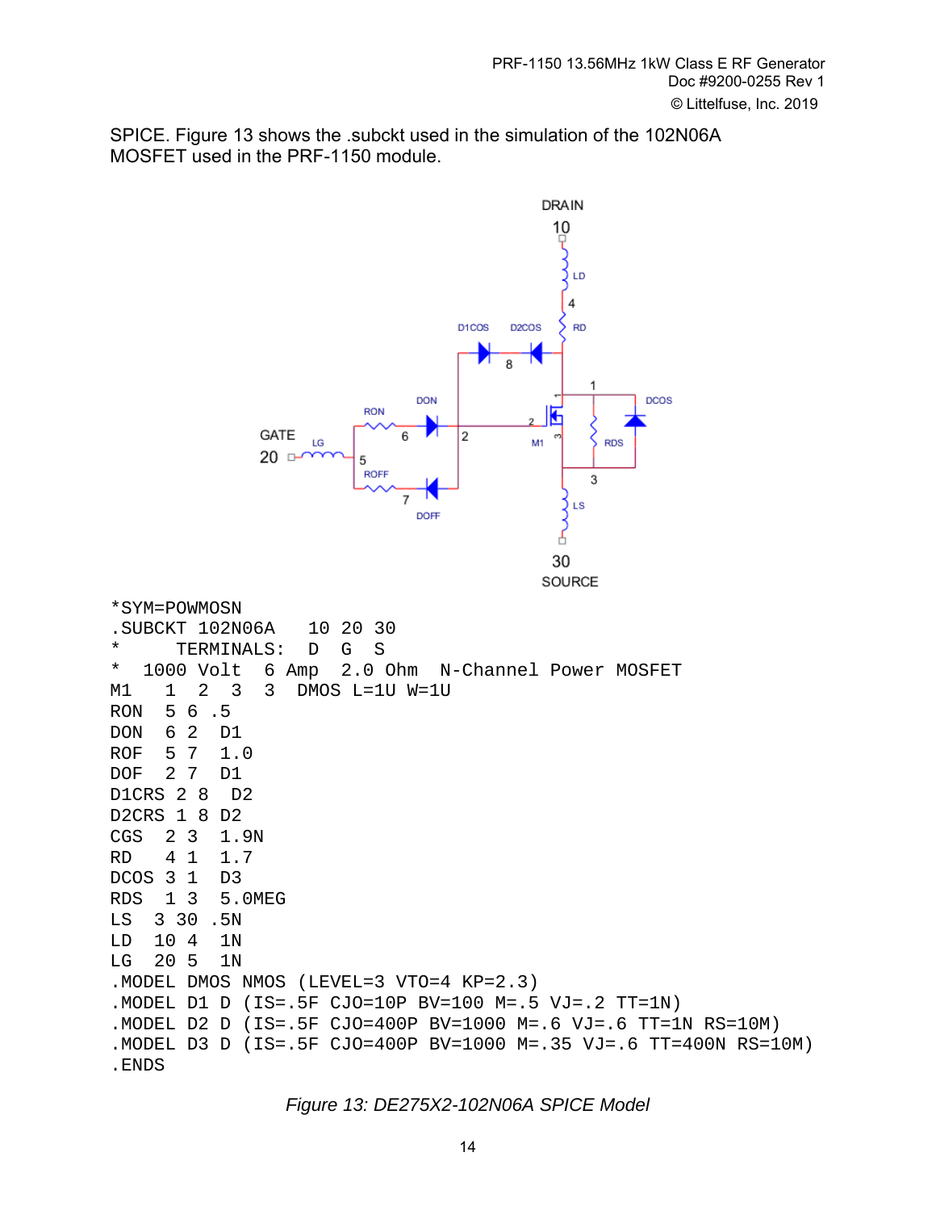SPICE. Figure 13 shows the .subckt used in the simulation of the 102N06A MOSFET used in the PRF-1150 module.

```
*SYM=POWMOSN
.SUBCKT 102N06A   10 20 30
*      TERMINALS:  D  G  S
*  1000 Volt  6 Amp  2.0 Ohm  N-Channel Power MOSFET
M1   1  2  3  3  DMOS L=1U W=1U
RON  5 6 .5
DON  6 2  D1
ROF  5 7  1.0
DOF  2 7  D1
D1CRS 2 8  D2
D2CRS 1 8 D2
CGS  2 3  1.9N
RD   4 1  1.7
DCOS 3 1  D3
RDS  1 3  5.0MEG
LS  3 30 .5N
LD  10 4  1N
LG  20 5  1N
.MODEL DMOS NMOS (LEVEL=3 VTO=4 KP=2.3)
.MODEL D1 D (IS=.5F CJO=10P BV=100 M=.5 VJ=.2 TT=1N)
.MODEL D2 D (IS=.5F CJO=400P BV=1000 M=.6 VJ=.6 TT=1N RS=10M)
.MODEL D3 D (IS=.5F CJO=400P BV=1000 M=.35 VJ=.6 TT=400N RS=10M)
.ENDS
```

*Figure 13: DE275X2-102N06A SPICE Model*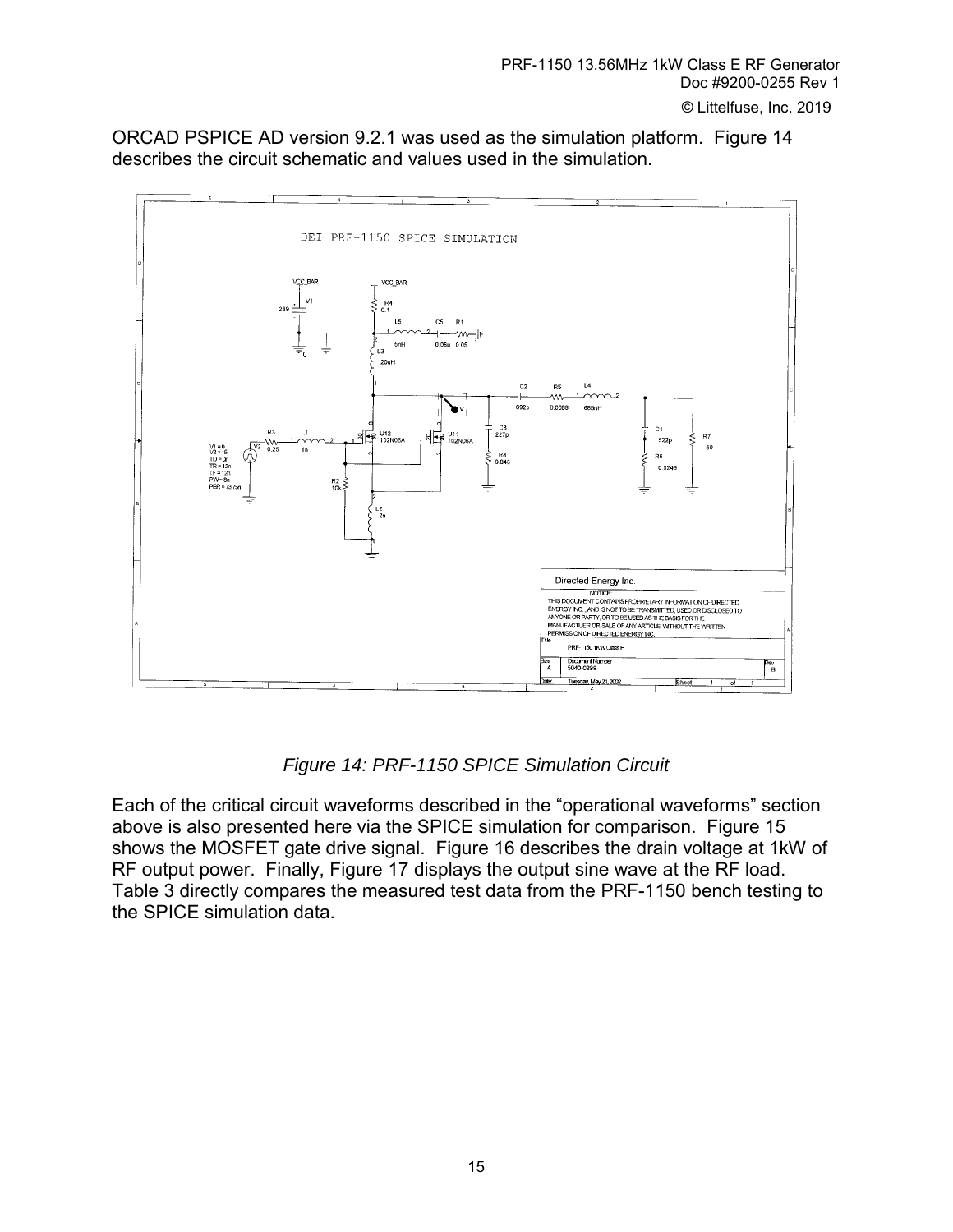ORCAD PSPICE AD version 9.2.1 was used as the simulation platform. Figure 14 describes the circuit schematic and values used in the simulation.

*Figure 14: PRF-1150 SPICE Simulation Circuit*

Each of the critical circuit waveforms described in the "operational waveforms" section above is also presented here via the SPICE simulation for comparison. Figure 15 shows the MOSFET gate drive signal. Figure 16 describes the drain voltage at 1kW of RF output power. Finally, Figure 17 displays the output sine wave at the RF load. Table 3 directly compares the measured test data from the PRF-1150 bench testing to the SPICE simulation data.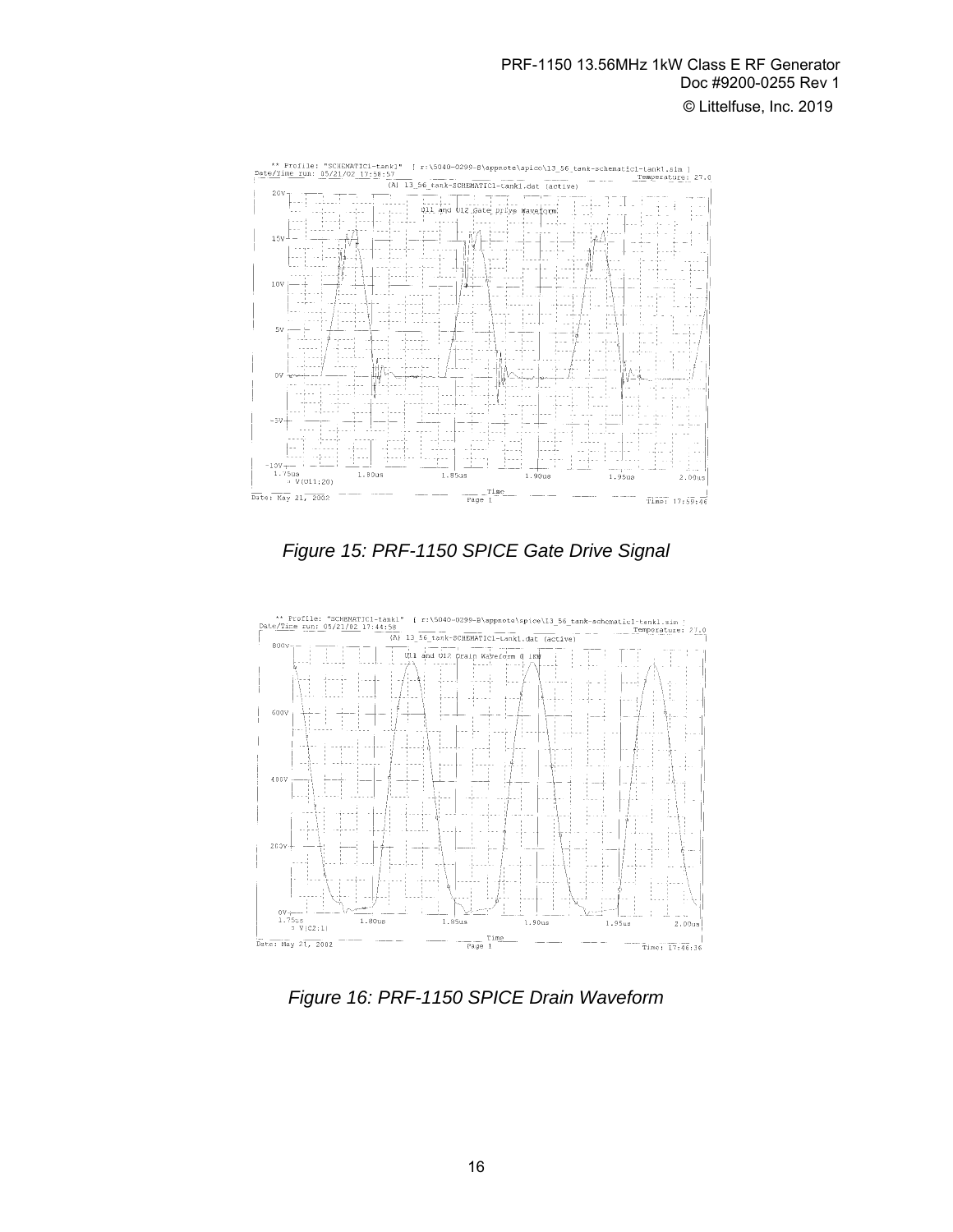*Figure 15: PRF-1150 SPICE Gate Drive Signal*

*Figure 16: PRF-1150 SPICE Drain Waveform*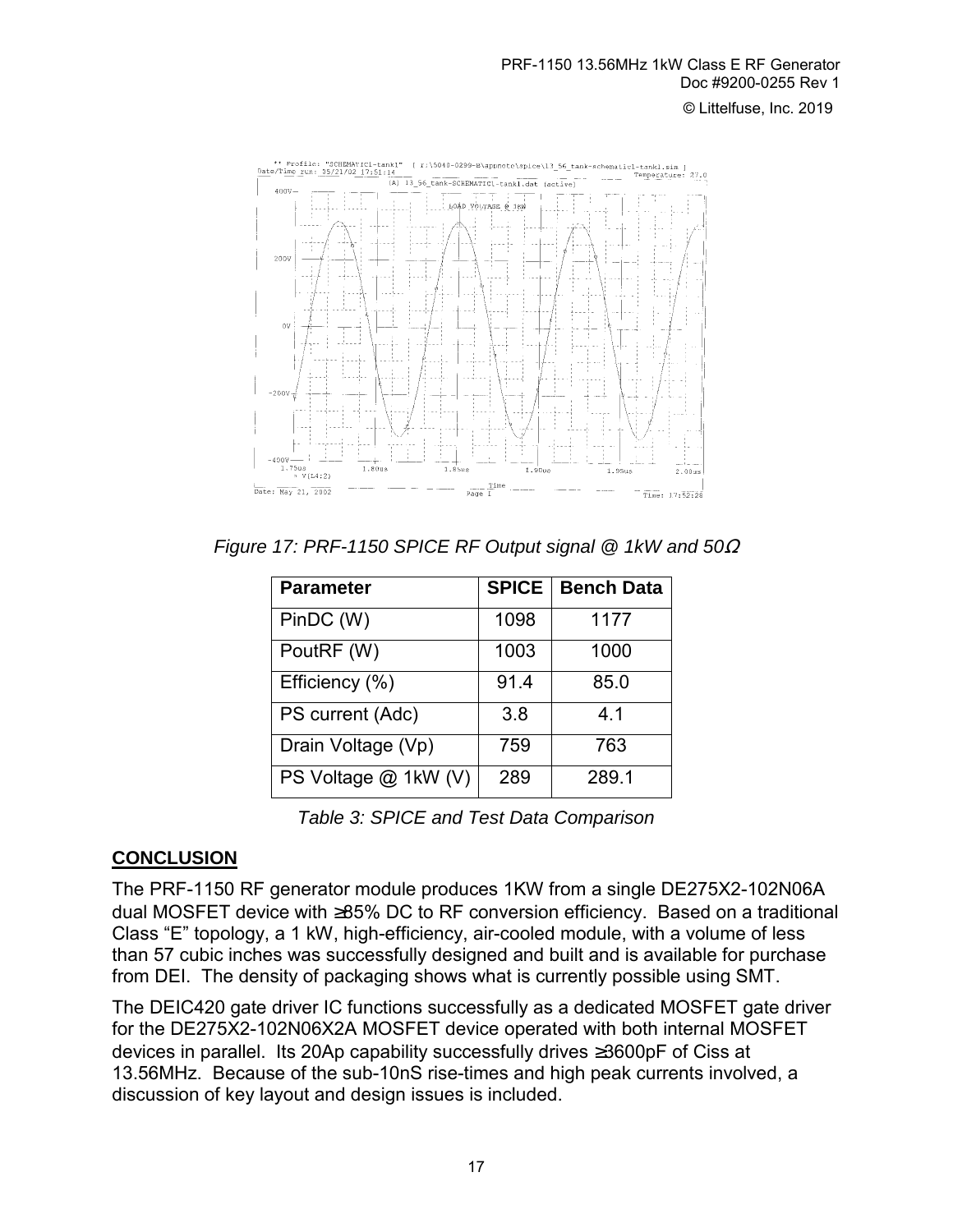*Figure 17: PRF-1150 SPICE RF Output signal @ 1kW and 50Ω*

| Parameter | SPICE | Bench Data |
|---|---|---|
| PinDC (W) | 1098 | 1177 |
| PoutRF (W) | 1003 | 1000 |
| Efficiency (%) | 91.4 | 85.0 |
| PS current (Adc) | 3.8 | 4.1 |
| Drain Voltage (Vp) | 759 | 763 |
| PS Voltage @ 1kW (V) | 289 | 289.1 |

*Table 3: SPICE and Test Data Comparison*

## CONCLUSION

The PRF-1150 RF generator module produces 1KW from a single DE275X2-102N06A dual MOSFET device with ≥85% DC to RF conversion efficiency. Based on a traditional Class "E" topology, a 1 kW, high-efficiency, air-cooled module, with a volume of less than 57 cubic inches was successfully designed and built and is available for purchase from DEI. The density of packaging shows what is currently possible using SMT.

The DEIC420 gate driver IC functions successfully as a dedicated MOSFET gate driver for the DE275X2-102N06X2A MOSFET device operated with both internal MOSFET devices in parallel. Its 20Ap capability successfully drives ≥3600pF of Ciss at 13.56MHz. Because of the sub-10nS rise-times and high peak currents involved, a discussion of key layout and design issues is included.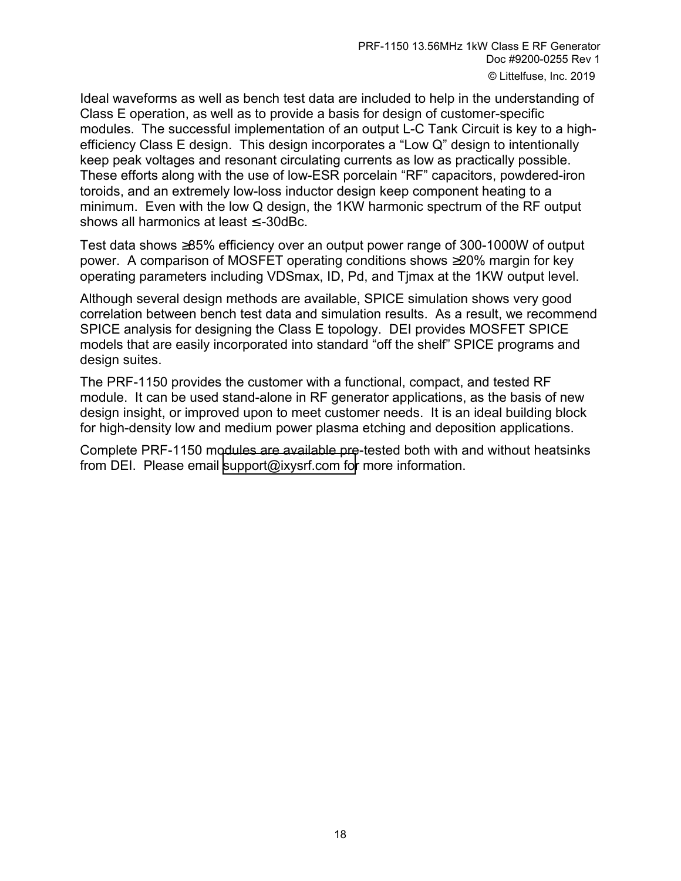Ideal waveforms as well as bench test data are included to help in the understanding of Class E operation, as well as to provide a basis for design of customer-specific modules. The successful implementation of an output L-C Tank Circuit is key to a high-efficiency Class E design. This design incorporates a "Low Q" design to intentionally keep peak voltages and resonant circulating currents as low as practically possible. These efforts along with the use of low-ESR porcelain "RF" capacitors, powdered-iron toroids, and an extremely low-loss inductor design keep component heating to a minimum. Even with the low Q design, the 1KW harmonic spectrum of the RF output shows all harmonics at least ≤-30dBc.

Test data shows ≥85% efficiency over an output power range of 300-1000W of output power. A comparison of MOSFET operating conditions shows ≥20% margin for key operating parameters including VDSmax, ID, Pd, and Tjmax at the 1KW output level.

Although several design methods are available, SPICE simulation shows very good correlation between bench test data and simulation results. As a result, we recommend SPICE analysis for designing the Class E topology. DEI provides MOSFET SPICE models that are easily incorporated into standard "off the shelf" SPICE programs and design suites.

The PRF-1150 provides the customer with a functional, compact, and tested RF module. It can be used stand-alone in RF generator applications, as the basis of new design insight, or improved upon to meet customer needs. It is an ideal building block for high-density low and medium power plasma etching and deposition applications.

Complete PRF-1150 modules are available pre-tested both with and without heatsinks from DEI. Please email support@ixysrf.com for more information.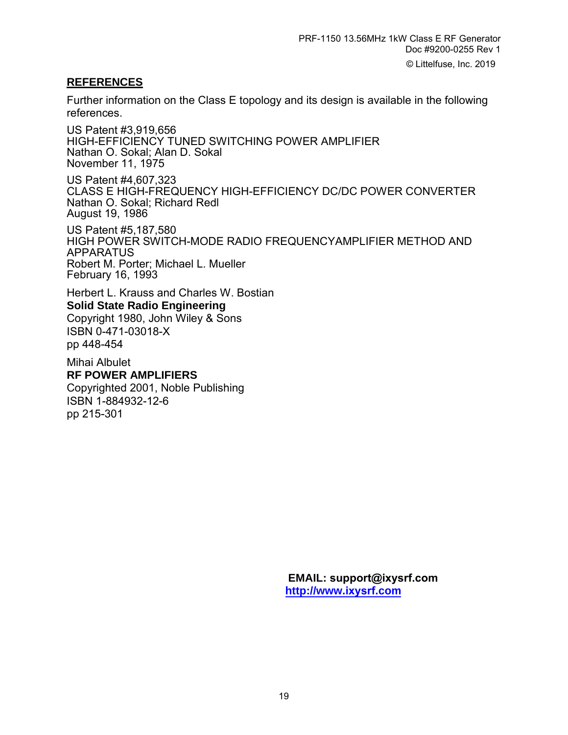## REFERENCES

Further information on the Class E topology and its design is available in the following references.

US Patent #3,919,656
HIGH-EFFICIENCY TUNED SWITCHING POWER AMPLIFIER
Nathan O. Sokal; Alan D. Sokal
November 11, 1975

US Patent #4,607,323
CLASS E HIGH-FREQUENCY HIGH-EFFICIENCY DC/DC POWER CONVERTER
Nathan O. Sokal; Richard Redl
August 19, 1986

US Patent #5,187,580
HIGH POWER SWITCH-MODE RADIO FREQUENCYAMPLIFIER METHOD AND APPARATUS
Robert M. Porter; Michael L. Mueller
February 16, 1993

Herbert L. Krauss and Charles W. Bostian
**Solid State Radio Engineering**
Copyright 1980, John Wiley & Sons
ISBN 0-471-03018-X
pp 448-454

Mihai Albulet
**RF POWER AMPLIFIERS**
Copyrighted 2001, Noble Publishing
ISBN 1-884932-12-6
pp 215-301

**EMAIL: support@ixysrf.com**
**http://www.ixysrf.com**